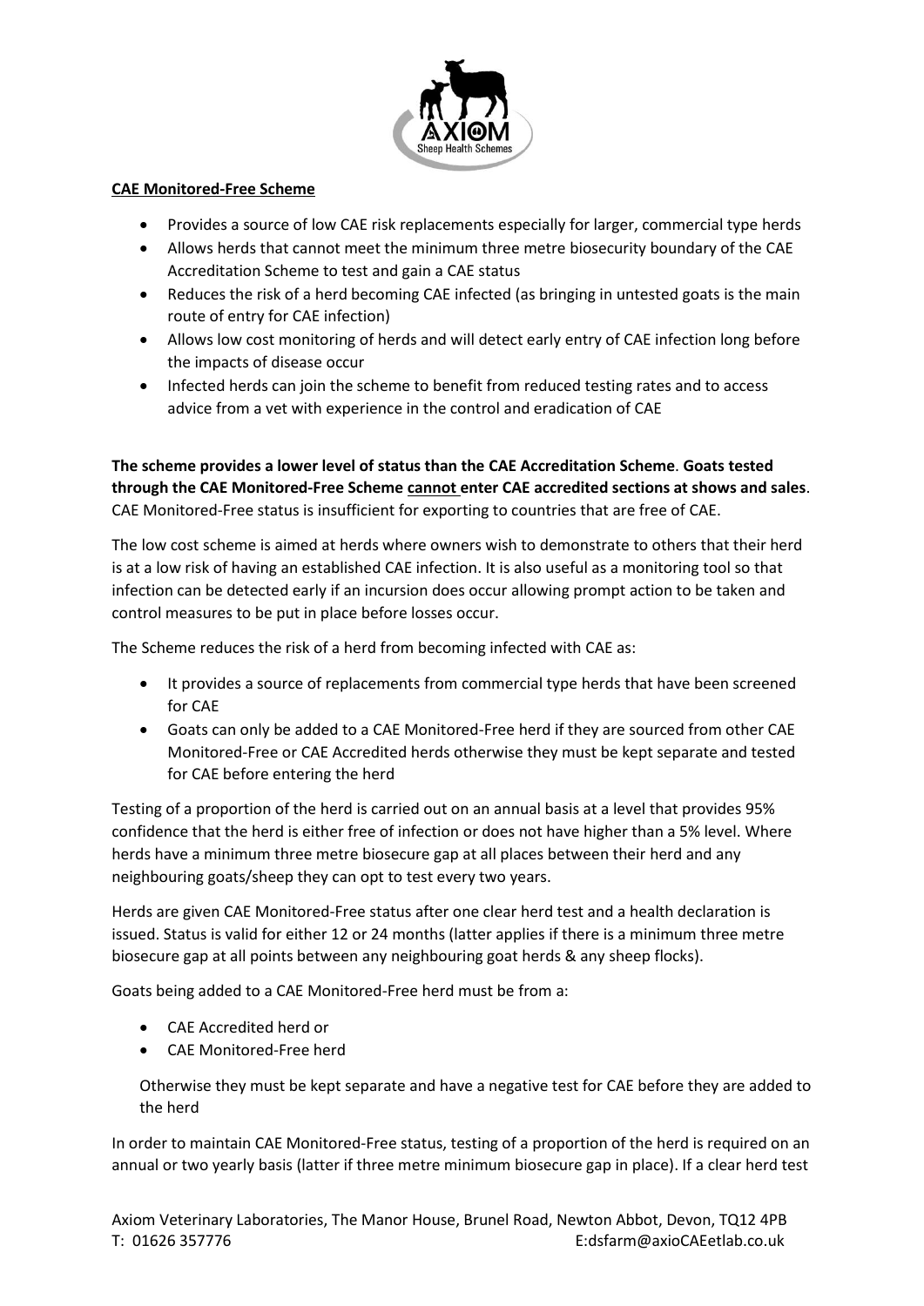## CAE Monitored-Free Scheme

- Provides a source of low CAE risk replacements especially for larger, commercial type herds
- Allows herds that cannot meet the minimum three metre biosecurity boundary of the CAE Accreditation Scheme to test and gain a CAE status
- Reduces the risk of a herd becoming CAE infected (as bringing in untested goats is the main route of entry for CAE infection)
- Allows low cost monitoring of herds and will detect early entry of CAE infection long before the impacts of disease occur
- Infected herds can join the scheme to benefit from reduced testing rates and to access advice from a vet with experience in the control and eradication of CAE

**The scheme provides a lower level of status than the CAE Accreditation Scheme**. **Goats tested through the CAE Monitored-Free Scheme <u>cannot</u> enter CAE accredited sections at shows and sales**. CAE Monitored-Free status is insufficient for exporting to countries that are free of CAE.

The low cost scheme is aimed at herds where owners wish to demonstrate to others that their herd is at a low risk of having an established CAE infection. It is also useful as a monitoring tool so that infection can be detected early if an incursion does occur allowing prompt action to be taken and control measures to be put in place before losses occur.

The Scheme reduces the risk of a herd from becoming infected with CAE as:

- It provides a source of replacements from commercial type herds that have been screened for CAE
- Goats can only be added to a CAE Monitored-Free herd if they are sourced from other CAE Monitored-Free or CAE Accredited herds otherwise they must be kept separate and tested for CAE before entering the herd

Testing of a proportion of the herd is carried out on an annual basis at a level that provides 95% confidence that the herd is either free of infection or does not have higher than a 5% level. Where herds have a minimum three metre biosecure gap at all places between their herd and any neighbouring goats/sheep they can opt to test every two years.

Herds are given CAE Monitored-Free status after one clear herd test and a health declaration is issued. Status is valid for either 12 or 24 months (latter applies if there is a minimum three metre biosecure gap at all points between any neighbouring goat herds & any sheep flocks).

Goats being added to a CAE Monitored-Free herd must be from a:

- CAE Accredited herd or
- CAE Monitored-Free herd

Otherwise they must be kept separate and have a negative test for CAE before they are added to the herd

In order to maintain CAE Monitored-Free status, testing of a proportion of the herd is required on an annual or two yearly basis (latter if three metre minimum biosecure gap in place). If a clear herd test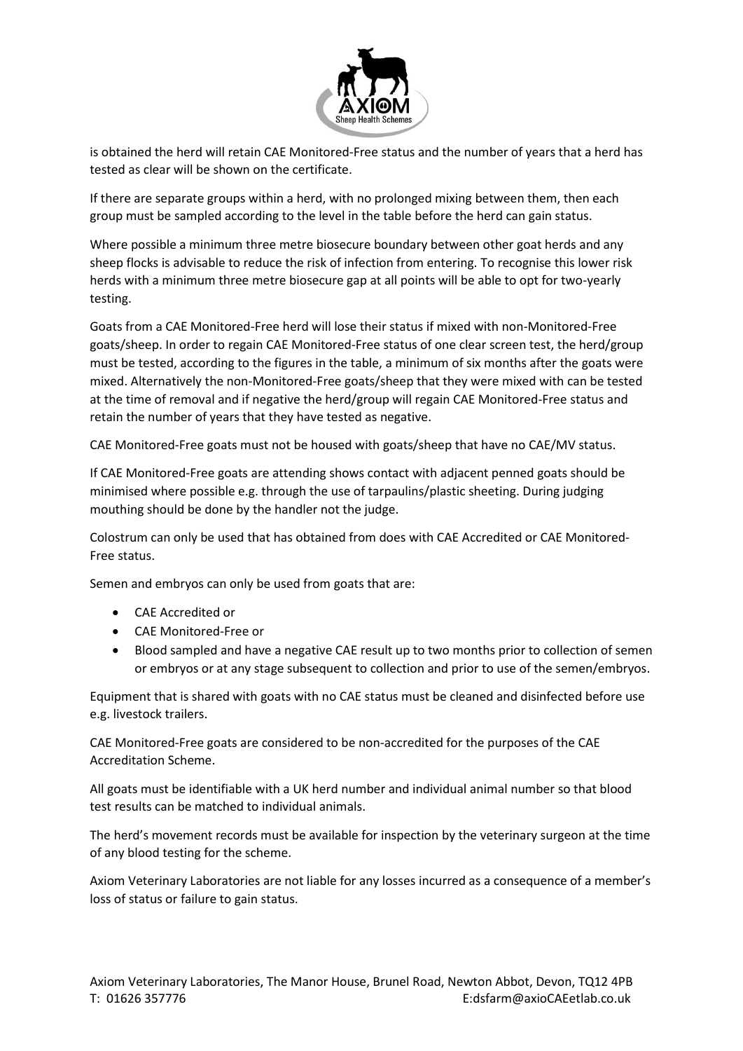is obtained the herd will retain CAE Monitored-Free status and the number of years that a herd has tested as clear will be shown on the certificate.

If there are separate groups within a herd, with no prolonged mixing between them, then each group must be sampled according to the level in the table before the herd can gain status.

Where possible a minimum three metre biosecure boundary between other goat herds and any sheep flocks is advisable to reduce the risk of infection from entering. To recognise this lower risk herds with a minimum three metre biosecure gap at all points will be able to opt for two-yearly testing.

Goats from a CAE Monitored-Free herd will lose their status if mixed with non-Monitored-Free goats/sheep. In order to regain CAE Monitored-Free status of one clear screen test, the herd/group must be tested, according to the figures in the table, a minimum of six months after the goats were mixed. Alternatively the non-Monitored-Free goats/sheep that they were mixed with can be tested at the time of removal and if negative the herd/group will regain CAE Monitored-Free status and retain the number of years that they have tested as negative.

CAE Monitored-Free goats must not be housed with goats/sheep that have no CAE/MV status.

If CAE Monitored-Free goats are attending shows contact with adjacent penned goats should be minimised where possible e.g. through the use of tarpaulins/plastic sheeting. During judging mouthing should be done by the handler not the judge.

Colostrum can only be used that has obtained from does with CAE Accredited or CAE Monitored-Free status.

Semen and embryos can only be used from goats that are:

- CAE Accredited or
- CAE Monitored-Free or
- Blood sampled and have a negative CAE result up to two months prior to collection of semen or embryos or at any stage subsequent to collection and prior to use of the semen/embryos.

Equipment that is shared with goats with no CAE status must be cleaned and disinfected before use e.g. livestock trailers.

CAE Monitored-Free goats are considered to be non-accredited for the purposes of the CAE Accreditation Scheme.

All goats must be identifiable with a UK herd number and individual animal number so that blood test results can be matched to individual animals.

The herd's movement records must be available for inspection by the veterinary surgeon at the time of any blood testing for the scheme.

Axiom Veterinary Laboratories are not liable for any losses incurred as a consequence of a member's loss of status or failure to gain status.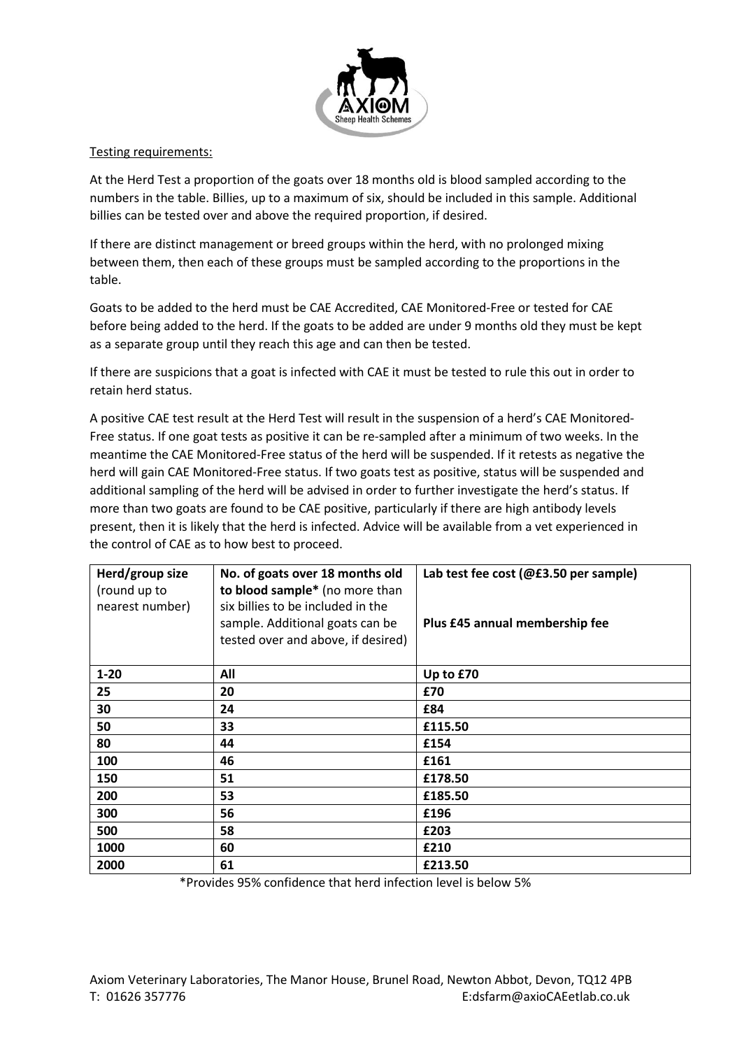Testing requirements:

At the Herd Test a proportion of the goats over 18 months old is blood sampled according to the numbers in the table. Billies, up to a maximum of six, should be included in this sample. Additional billies can be tested over and above the required proportion, if desired.

If there are distinct management or breed groups within the herd, with no prolonged mixing between them, then each of these groups must be sampled according to the proportions in the table.

Goats to be added to the herd must be CAE Accredited, CAE Monitored-Free or tested for CAE before being added to the herd. If the goats to be added are under 9 months old they must be kept as a separate group until they reach this age and can then be tested.

If there are suspicions that a goat is infected with CAE it must be tested to rule this out in order to retain herd status.

A positive CAE test result at the Herd Test will result in the suspension of a herd's CAE Monitored-Free status. If one goat tests as positive it can be re-sampled after a minimum of two weeks. In the meantime the CAE Monitored-Free status of the herd will be suspended. If it retests as negative the herd will gain CAE Monitored-Free status. If two goats test as positive, status will be suspended and additional sampling of the herd will be advised in order to further investigate the herd's status. If more than two goats are found to be CAE positive, particularly if there are high antibody levels present, then it is likely that the herd is infected. Advice will be available from a vet experienced in the control of CAE as to how best to proceed.

| **Herd/group size** (round up to nearest number) | **No. of goats over 18 months old to blood sample*** (no more than six billies to be included in the sample. Additional goats can be tested over and above, if desired) | **Lab test fee cost (@£3.50 per sample)** **Plus £45 annual membership fee** |
|---|---|---|
| **1-20** | **All** | **Up to £70** |
| **25** | **20** | **£70** |
| **30** | **24** | **£84** |
| **50** | **33** | **£115.50** |
| **80** | **44** | **£154** |
| **100** | **46** | **£161** |
| **150** | **51** | **£178.50** |
| **200** | **53** | **£185.50** |
| **300** | **56** | **£196** |
| **500** | **58** | **£203** |
| **1000** | **60** | **£210** |
| **2000** | **61** | **£213.50** |

*Provides 95% confidence that herd infection level is below 5%

Axiom Veterinary Laboratories, The Manor House, Brunel Road, Newton Abbot, Devon, TQ12 4PB
T: 01626 357776 E:dsfarm@axioCAEetlab.co.uk